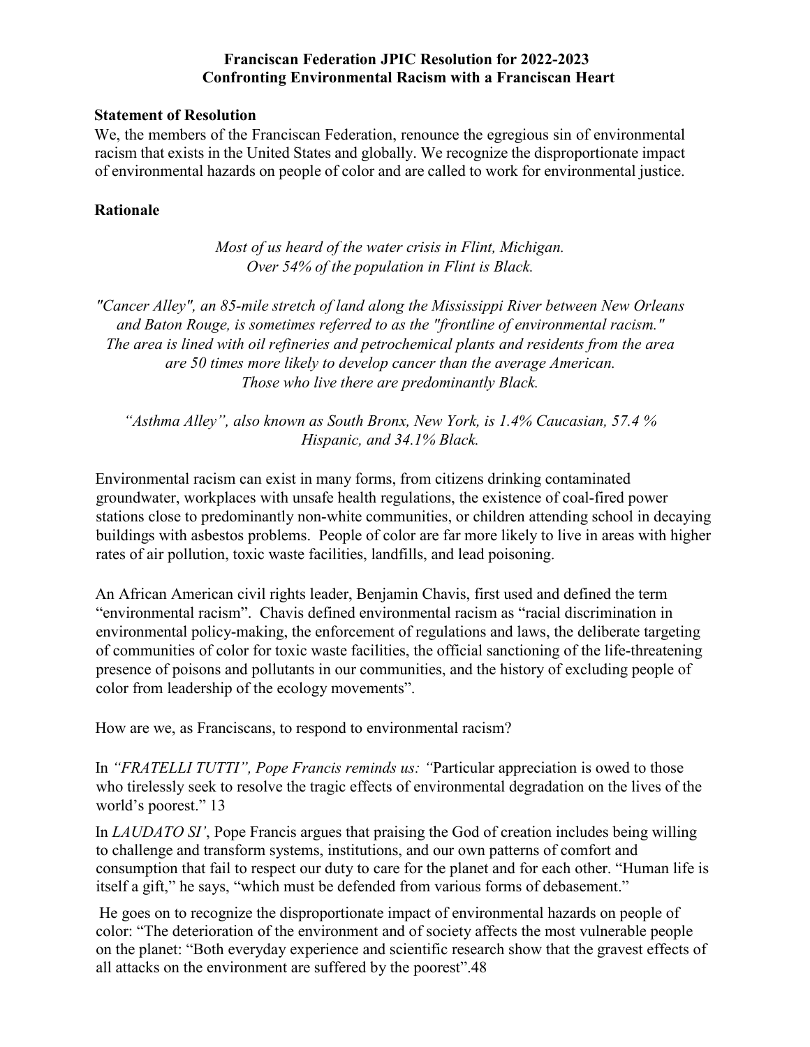# Franciscan Federation JPIC Resolution for 2022-2023
# Confronting Environmental Racism with a Franciscan Heart

## Statement of Resolution

We, the members of the Franciscan Federation, renounce the egregious sin of environmental racism that exists in the United States and globally. We recognize the disproportionate impact of environmental hazards on people of color and are called to work for environmental justice.

## Rationale

*Most of us heard of the water crisis in Flint, Michigan.*
*Over 54% of the population in Flint is Black.*

*"Cancer Alley", an 85-mile stretch of land along the Mississippi River between New Orleans and Baton Rouge, is sometimes referred to as the "frontline of environmental racism." The area is lined with oil refineries and petrochemical plants and residents from the area are 50 times more likely to develop cancer than the average American. Those who live there are predominantly Black.*

*"Asthma Alley", also known as South Bronx, New York, is 1.4% Caucasian, 57.4 % Hispanic, and 34.1% Black.*

Environmental racism can exist in many forms, from citizens drinking contaminated groundwater, workplaces with unsafe health regulations, the existence of coal-fired power stations close to predominantly non-white communities, or children attending school in decaying buildings with asbestos problems. People of color are far more likely to live in areas with higher rates of air pollution, toxic waste facilities, landfills, and lead poisoning.

An African American civil rights leader, Benjamin Chavis, first used and defined the term "environmental racism". Chavis defined environmental racism as "racial discrimination in environmental policy-making, the enforcement of regulations and laws, the deliberate targeting of communities of color for toxic waste facilities, the official sanctioning of the life-threatening presence of poisons and pollutants in our communities, and the history of excluding people of color from leadership of the ecology movements".

How are we, as Franciscans, to respond to environmental racism?

In *"FRATELLI TUTTI", Pope Francis reminds us: "*Particular appreciation is owed to those who tirelessly seek to resolve the tragic effects of environmental degradation on the lives of the world's poorest." 13

In *LAUDATO SI'*, Pope Francis argues that praising the God of creation includes being willing to challenge and transform systems, institutions, and our own patterns of comfort and consumption that fail to respect our duty to care for the planet and for each other. "Human life is itself a gift," he says, "which must be defended from various forms of debasement."

He goes on to recognize the disproportionate impact of environmental hazards on people of color: "The deterioration of the environment and of society affects the most vulnerable people on the planet: "Both everyday experience and scientific research show that the gravest effects of all attacks on the environment are suffered by the poorest".48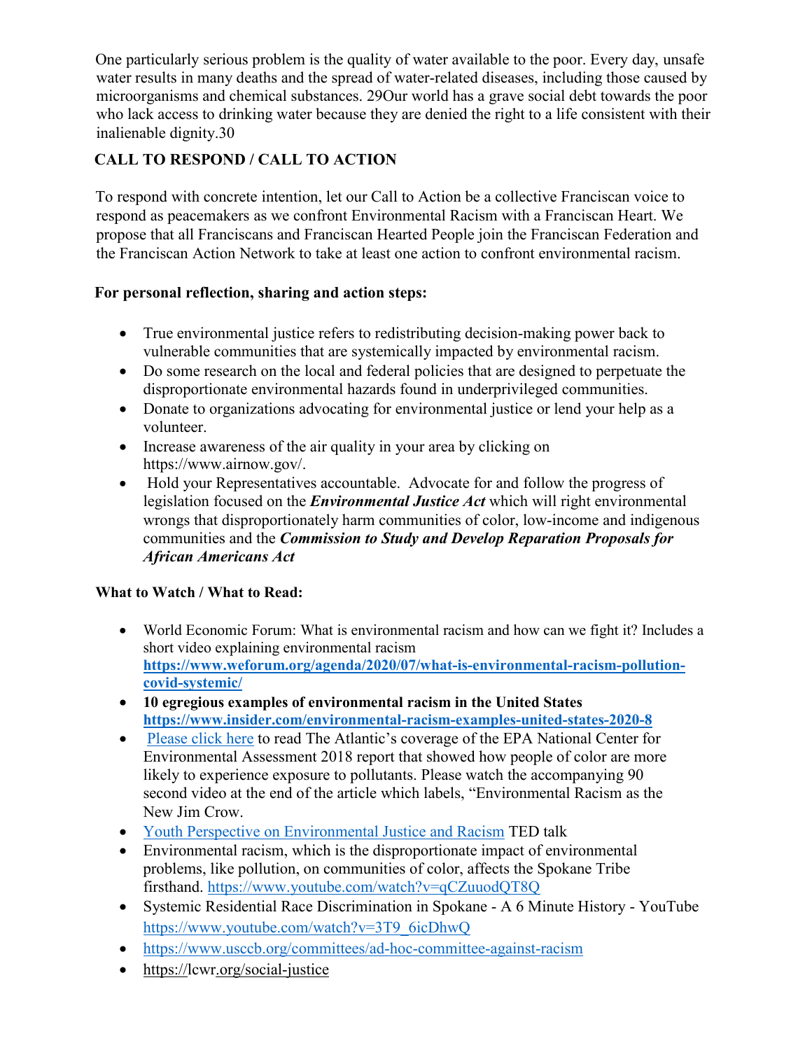One particularly serious problem is the quality of water available to the poor. Every day, unsafe water results in many deaths and the spread of water-related diseases, including those caused by microorganisms and chemical substances. 29Our world has a grave social debt towards the poor who lack access to drinking water because they are denied the right to a life consistent with their inalienable dignity.30

## CALL TO RESPOND / CALL TO ACTION

To respond with concrete intention, let our Call to Action be a collective Franciscan voice to respond as peacemakers as we confront Environmental Racism with a Franciscan Heart. We propose that all Franciscans and Franciscan Hearted People join the Franciscan Federation and the Franciscan Action Network to take at least one action to confront environmental racism.

### For personal reflection, sharing and action steps:

- True environmental justice refers to redistributing decision-making power back to vulnerable communities that are systemically impacted by environmental racism.
- Do some research on the local and federal policies that are designed to perpetuate the disproportionate environmental hazards found in underprivileged communities.
- Donate to organizations advocating for environmental justice or lend your help as a volunteer.
- Increase awareness of the air quality in your area by clicking on https://www.airnow.gov/.
- Hold your Representatives accountable. Advocate for and follow the progress of legislation focused on the ***Environmental Justice Act*** which will right environmental wrongs that disproportionately harm communities of color, low-income and indigenous communities and the ***Commission to Study and Develop Reparation Proposals for African Americans Act***

### What to Watch / What to Read:

- World Economic Forum: What is environmental racism and how can we fight it? Includes a short video explaining environmental racism **https://www.weforum.org/agenda/2020/07/what-is-environmental-racism-pollution-covid-systemic/**
- **10 egregious examples of environmental racism in the United States https://www.insider.com/environmental-racism-examples-united-states-2020-8**
- Please click here to read The Atlantic's coverage of the EPA National Center for Environmental Assessment 2018 report that showed how people of color are more likely to experience exposure to pollutants. Please watch the accompanying 90 second video at the end of the article which labels, "Environmental Racism as the New Jim Crow.
- Youth Perspective on Environmental Justice and Racism TED talk
- Environmental racism, which is the disproportionate impact of environmental problems, like pollution, on communities of color, affects the Spokane Tribe firsthand. https://www.youtube.com/watch?v=qCZuuodQT8Q
- Systemic Residential Race Discrimination in Spokane - A 6 Minute History - YouTube https://www.youtube.com/watch?v=3T9_6icDhwQ
- https://www.usccb.org/committees/ad-hoc-committee-against-racism
- https://lcwr.org/social-justice